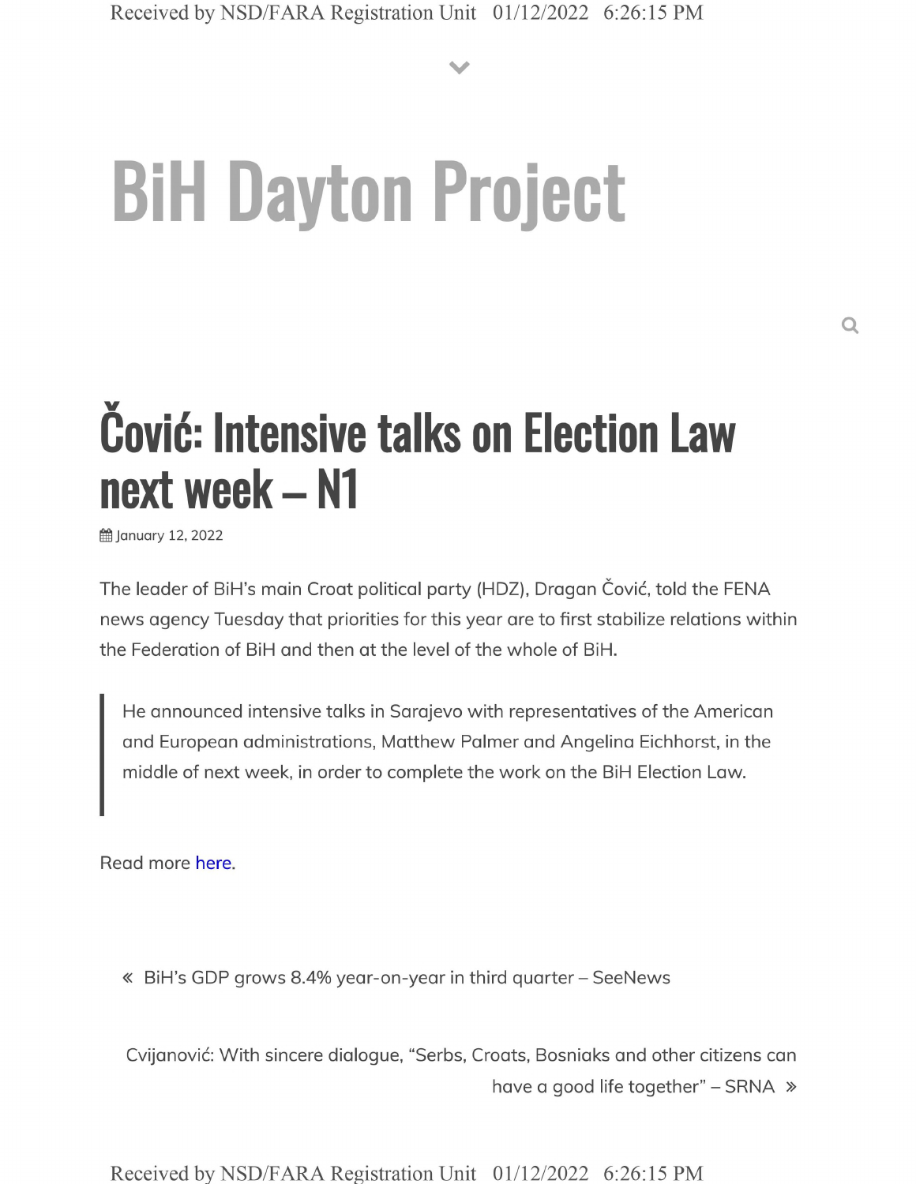# BiH Dayton Project

## Čović: Intensive talks on Election Law next week – N1

January 12, 2022

The leader of BiH's main Croat political party (HDZ), Dragan Čović, told the FENA news agency Tuesday that priorities for this year are to first stabilize relations within the Federation of BiH and then at the level of the whole of BiH.

> He announced intensive talks in Sarajevo with representatives of the American and European administrations, Matthew Palmer and Angelina Eichhorst, in the middle of next week, in order to complete the work on the BiH Election Law.

Read more here.

« BiH's GDP grows 8.4% year-on-year in third quarter – SeeNews

Cvijanović: With sincere dialogue, "Serbs, Croats, Bosniaks and other citizens can have a good life together" – SRNA »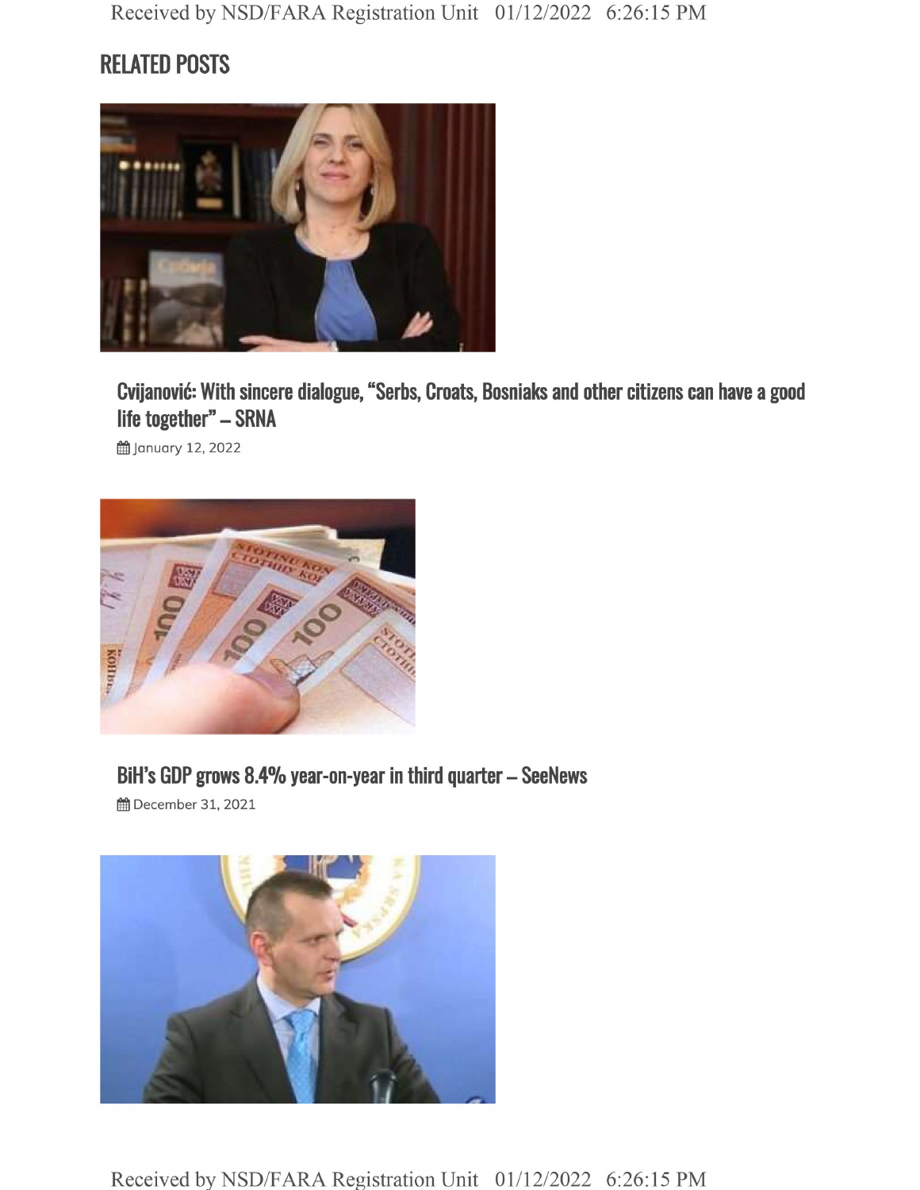## RELATED POSTS

### Cvijanović: With sincere dialogue, “Serbs, Croats, Bosniaks and other citizens can have a good life together” – SRNA

January 12, 2022

### BiH’s GDP grows 8.4% year-on-year in third quarter – SeeNews

December 31, 2021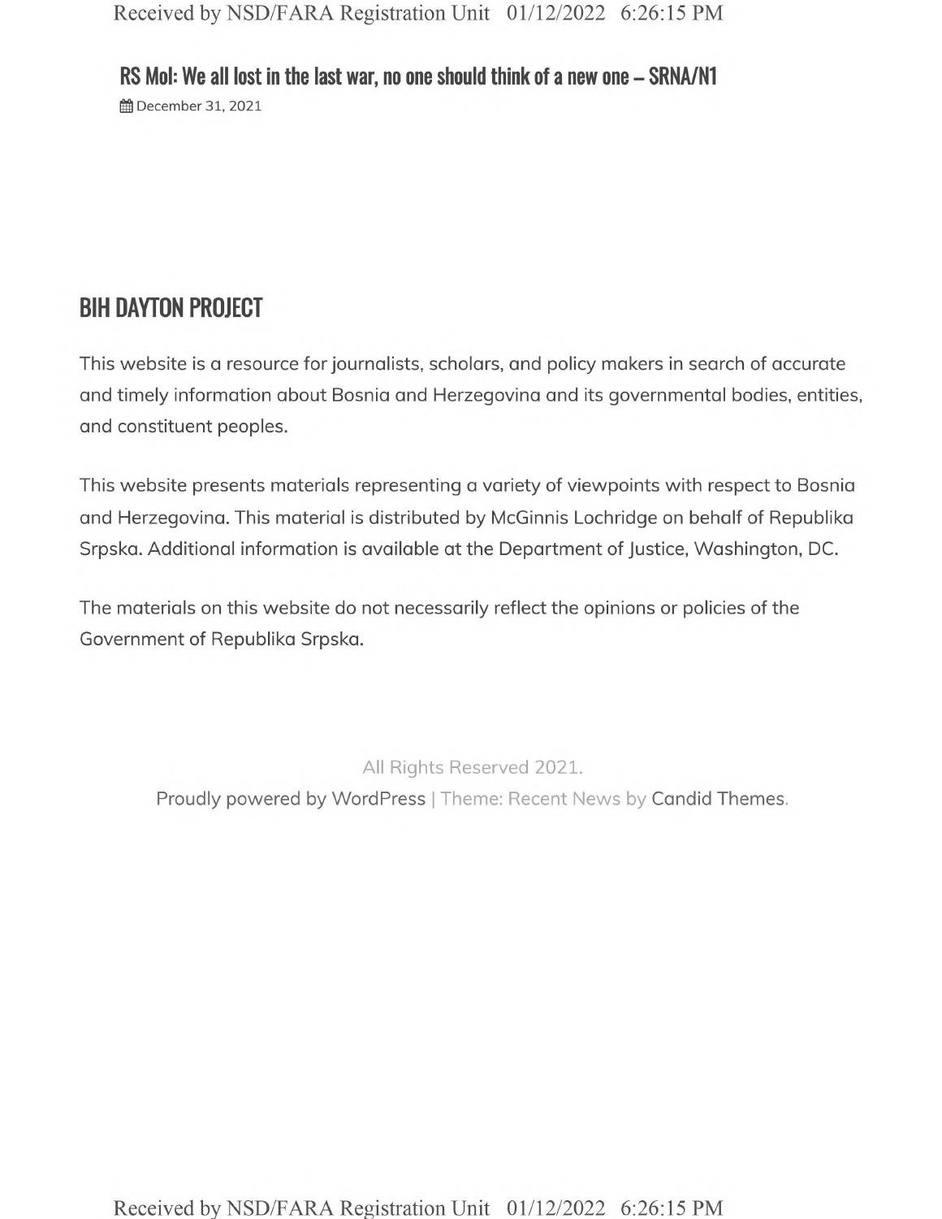### RS MoI: We all lost in the last war, no one should think of a new one – SRNA/N1

December 31, 2021

## BIH DAYTON PROJECT

This website is a resource for journalists, scholars, and policy makers in search of accurate and timely information about Bosnia and Herzegovina and its governmental bodies, entities, and constituent peoples.

This website presents materials representing a variety of viewpoints with respect to Bosnia and Herzegovina. This material is distributed by McGinnis Lochridge on behalf of Republika Srpska. Additional information is available at the Department of Justice, Washington, DC.

The materials on this website do not necessarily reflect the opinions or policies of the Government of Republika Srpska.

All Rights Reserved 2021.

Proudly powered by WordPress | Theme: Recent News by Candid Themes.